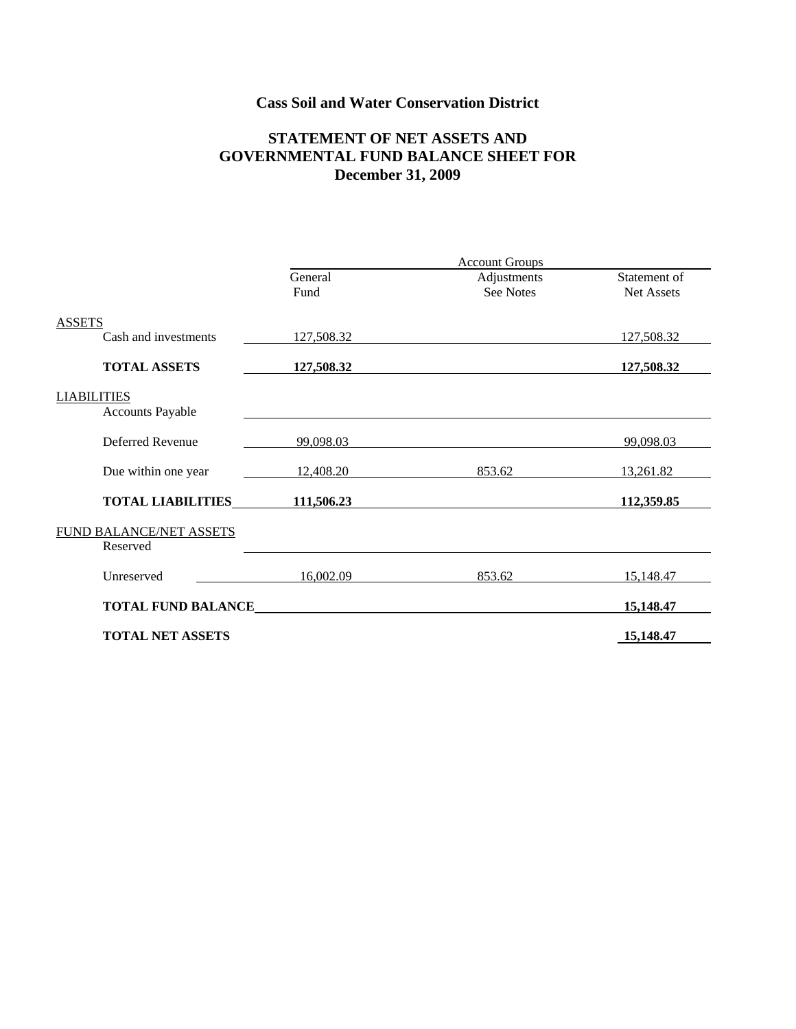# Cass Soil and Water Conservation District

## STATEMENT OF NET ASSETS AND GOVERNMENTAL FUND BALANCE SHEET FOR December 31, 2009

| | General Fund | Account Groups Adjustments See Notes | Statement of Net Assets |
|---|---|---|---|
| **ASSETS** | | | |
| Cash and investments | 127,508.32 | | 127,508.32 |
| **TOTAL ASSETS** | **127,508.32** | | **127,508.32** |
| **LIABILITIES** | | | |
| Accounts Payable | | | |
| Deferred Revenue | 99,098.03 | | 99,098.03 |
| Due within one year | 12,408.20 | 853.62 | 13,261.82 |
| **TOTAL LIABILITIES** | **111,506.23** | | **112,359.85** |
| **FUND BALANCE/NET ASSETS** | | | |
| Reserved | | | |
| Unreserved | 16,002.09 | 853.62 | 15,148.47 |
| **TOTAL FUND BALANCE** | | | **15,148.47** |
| **TOTAL NET ASSETS** | | | **15,148.47** |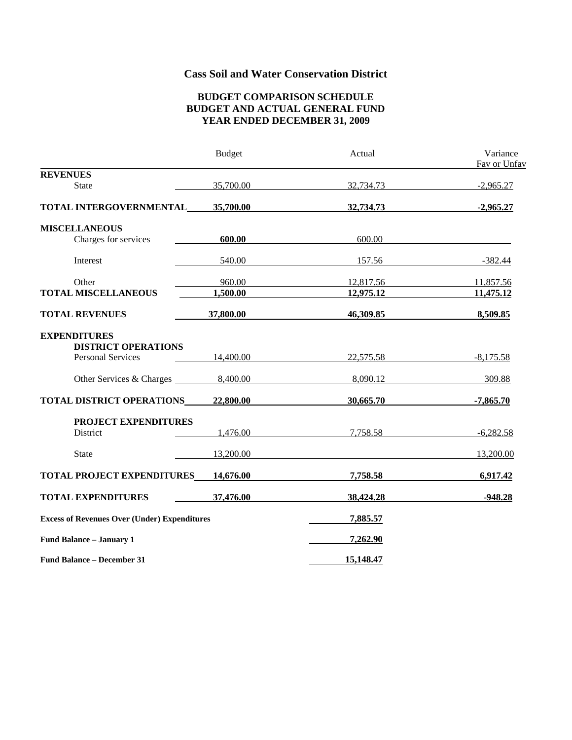# Cass Soil and Water Conservation District

## BUDGET COMPARISON SCHEDULE
## BUDGET AND ACTUAL GENERAL FUND
## YEAR ENDED DECEMBER 31, 2009

| | Budget | Actual | Variance Fav or Unfav |
|---|---|---|---|
| **REVENUES** | | | |
| State | 35,700.00 | 32,734.73 | -2,965.27 |
| **TOTAL INTERGOVERNMENTAL** | **35,700.00** | **32,734.73** | **-2,965.27** |
| **MISCELLANEOUS** | | | |
| Charges for services | **600.00** | 600.00 | |
| Interest | 540.00 | 157.56 | -382.44 |
| Other | 960.00 | 12,817.56 | 11,857.56 |
| **TOTAL MISCELLANEOUS** | **1,500.00** | **12,975.12** | **11,475.12** |
| **TOTAL REVENUES** | **37,800.00** | **46,309.85** | **8,509.85** |
| **EXPENDITURES** | | | |
| **DISTRICT OPERATIONS** | | | |
| Personal Services | 14,400.00 | 22,575.58 | -8,175.58 |
| Other Services & Charges | 8,400.00 | 8,090.12 | 309.88 |
| **TOTAL DISTRICT OPERATIONS** | **22,800.00** | **30,665.70** | **-7,865.70** |
| **PROJECT EXPENDITURES** | | | |
| District | 1,476.00 | 7,758.58 | -6,282.58 |
| State | 13,200.00 | | 13,200.00 |
| **TOTAL PROJECT EXPENDITURES** | **14,676.00** | **7,758.58** | **6,917.42** |
| **TOTAL EXPENDITURES** | **37,476.00** | **38,424.28** | **-948.28** |
| **Excess of Revenues Over (Under) Expenditures** | | **7,885.57** | |
| **Fund Balance – January 1** | | **7,262.90** | |
| **Fund Balance – December 31** | | **15,148.47** | |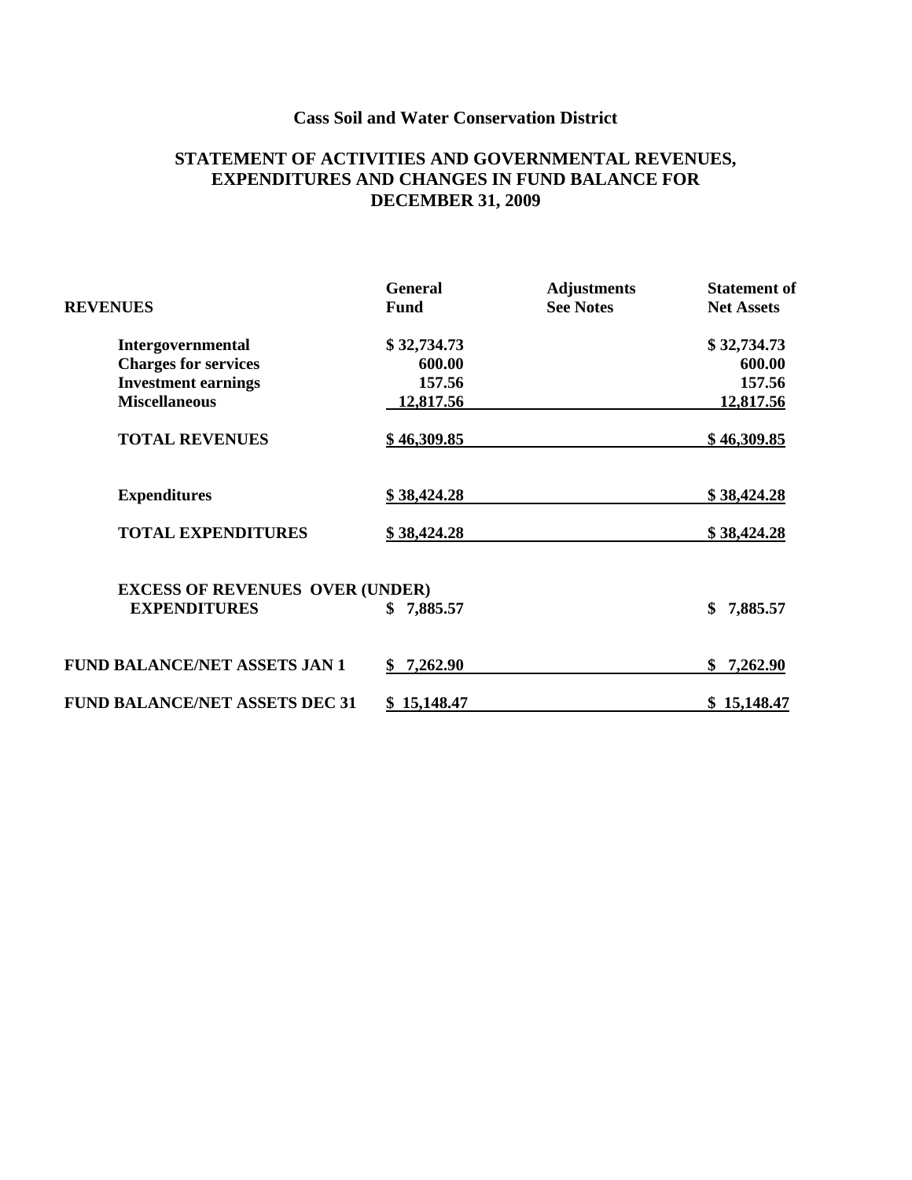## Cass Soil and Water Conservation District

## STATEMENT OF ACTIVITIES AND GOVERNMENTAL REVENUES, EXPENDITURES AND CHANGES IN FUND BALANCE FOR DECEMBER 31, 2009

| REVENUES | General Fund | Adjustments See Notes | Statement of Net Assets |
|---|---|---|---|
| Intergovernmental | $ 32,734.73 | | $ 32,734.73 |
| Charges for services | 600.00 | | 600.00 |
| Investment earnings | 157.56 | | 157.56 |
| Miscellaneous | 12,817.56 | | 12,817.56 |
| **TOTAL REVENUES** | $ 46,309.85 | | $ 46,309.85 |
| Expenditures | $ 38,424.28 | | $ 38,424.28 |
| **TOTAL EXPENDITURES** | $ 38,424.28 | | $ 38,424.28 |
| **EXCESS OF REVENUES OVER (UNDER) EXPENDITURES** | $ 7,885.57 | | $ 7,885.57 |
| **FUND BALANCE/NET ASSETS JAN 1** | $ 7,262.90 | | $ 7,262.90 |
| **FUND BALANCE/NET ASSETS DEC 31** | $ 15,148.47 | | $ 15,148.47 |